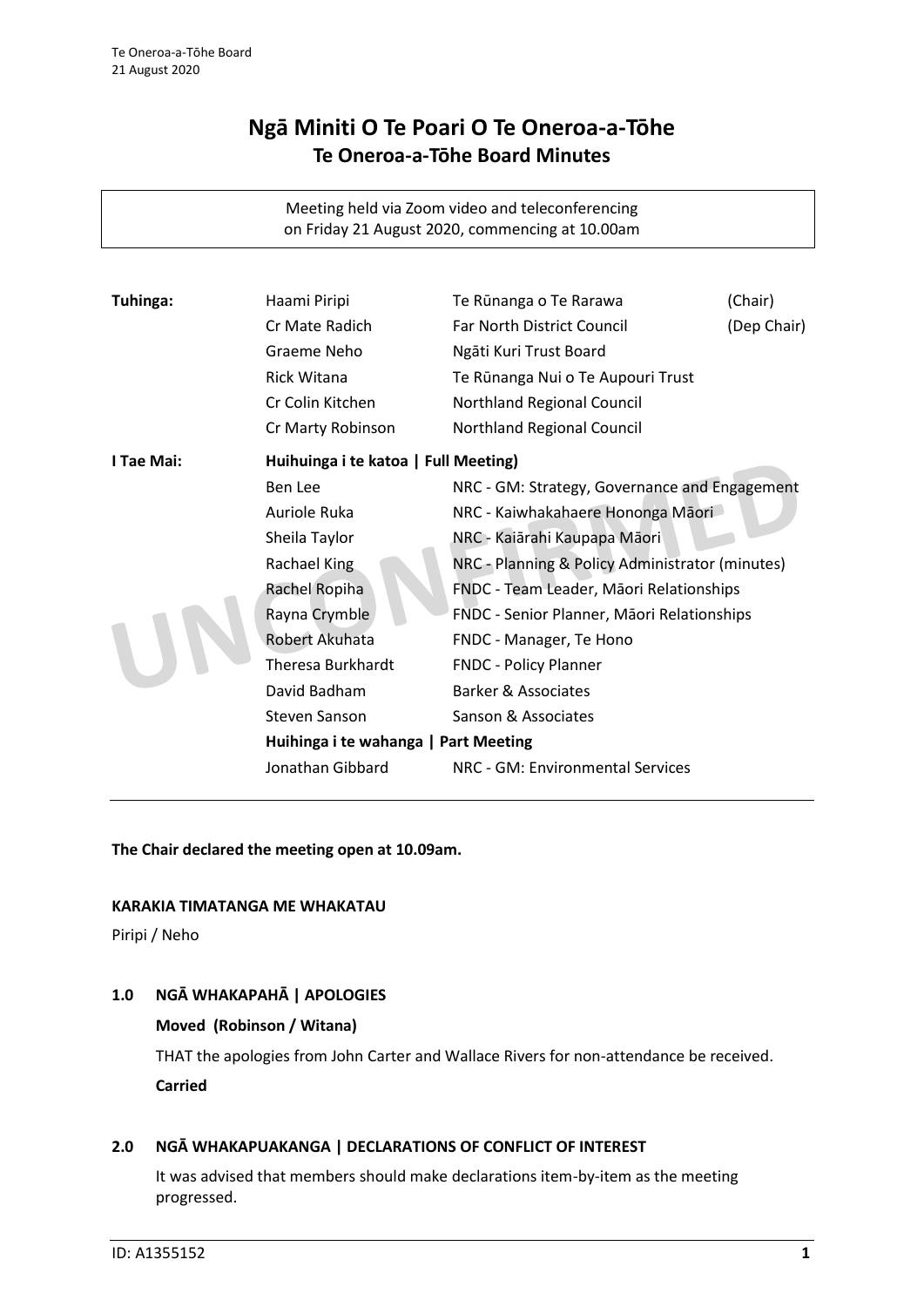# Ngā Miniti O Te Poari O Te Oneroa-a-Tōhe

## Te Oneroa-a-Tōhe Board Minutes

Meeting held via Zoom video and teleconferencing on Friday 21 August 2020, commencing at 10.00am

| | | | |
|---|---|---|---|
| **Tuhinga:** | Haami Piripi | Te Rūnanga o Te Rarawa | (Chair) |
| | Cr Mate Radich | Far North District Council | (Dep Chair) |
| | Graeme Neho | Ngāti Kuri Trust Board | |
| | Rick Witana | Te Rūnanga Nui o Te Aupouri Trust | |
| | Cr Colin Kitchen | Northland Regional Council | |
| | Cr Marty Robinson | Northland Regional Council | |
| **I Tae Mai:** | **Huihuinga i te katoa \| Full Meeting)** | | |
| | Ben Lee | NRC - GM: Strategy, Governance and Engagement | |
| | Auriole Ruka | NRC - Kaiwhakahaere Hononga Māori | |
| | Sheila Taylor | NRC - Kaiārahi Kaupapa Māori | |
| | Rachael King | NRC - Planning & Policy Administrator (minutes) | |
| | Rachel Ropiha | FNDC - Team Leader, Māori Relationships | |
| | Rayna Crymble | FNDC - Senior Planner, Māori Relationships | |
| | Robert Akuhata | FNDC - Manager, Te Hono | |
| | Theresa Burkhardt | FNDC - Policy Planner | |
| | David Badham | Barker & Associates | |
| | Steven Sanson | Sanson & Associates | |
| | **Huihuinga i te wahanga \| Part Meeting** | | |
| | Jonathan Gibbard | NRC - GM: Environmental Services | |

**The Chair declared the meeting open at 10.09am.**

**KARAKIA TIMATANGA ME WHAKATAU**

Piripi / Neho

### 1.0 NGĀ WHAKAPAHĀ | APOLOGIES

**Moved (Robinson / Witana)**

THAT the apologies from John Carter and Wallace Rivers for non-attendance be received.

**Carried**

### 2.0 NGĀ WHAKAPUAKANGA | DECLARATIONS OF CONFLICT OF INTEREST

It was advised that members should make declarations item-by-item as the meeting progressed.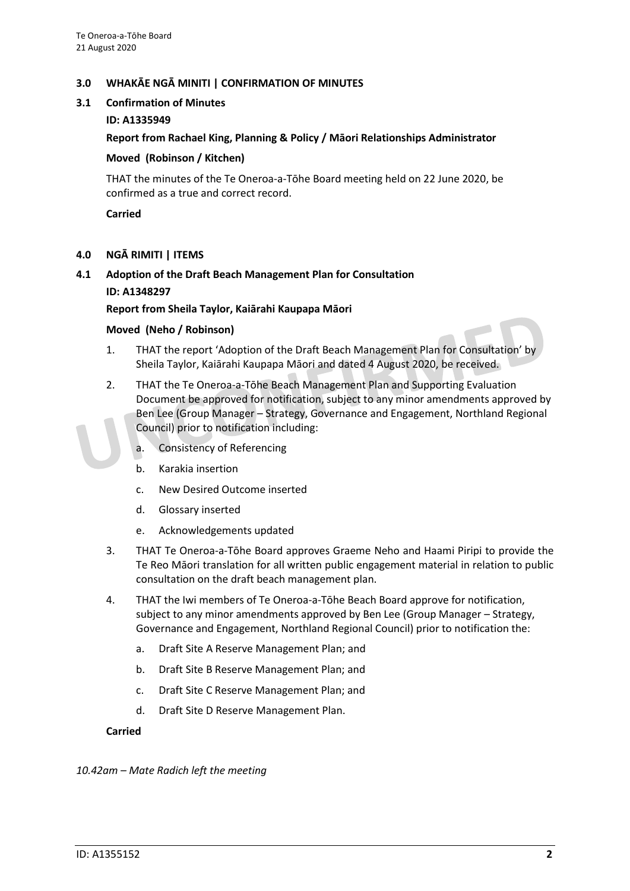## 3.0 WHAKĀE NGĀ MINITI | CONFIRMATION OF MINUTES

### 3.1 Confirmation of Minutes

**ID: A1335949**

**Report from Rachael King, Planning & Policy / Māori Relationships Administrator**

**Moved (Robinson / Kitchen)**

THAT the minutes of the Te Oneroa-a-Tōhe Board meeting held on 22 June 2020, be confirmed as a true and correct record.

**Carried**

## 4.0 NGĀ RIMITI | ITEMS

### 4.1 Adoption of the Draft Beach Management Plan for Consultation

**ID: A1348297**

**Report from Sheila Taylor, Kaiārahi Kaupapa Māori**

**Moved (Neho / Robinson)**

1. THAT the report 'Adoption of the Draft Beach Management Plan for Consultation' by Sheila Taylor, Kaiārahi Kaupapa Māori and dated 4 August 2020, be received.
2. THAT the Te Oneroa-a-Tōhe Beach Management Plan and Supporting Evaluation Document be approved for notification, subject to any minor amendments approved by Ben Lee (Group Manager – Strategy, Governance and Engagement, Northland Regional Council) prior to notification including:
   a. Consistency of Referencing
   b. Karakia insertion
   c. New Desired Outcome inserted
   d. Glossary inserted
   e. Acknowledgements updated
3. THAT Te Oneroa-a-Tōhe Board approves Graeme Neho and Haami Piripi to provide the Te Reo Māori translation for all written public engagement material in relation to public consultation on the draft beach management plan.
4. THAT the Iwi members of Te Oneroa-a-Tōhe Beach Board approve for notification, subject to any minor amendments approved by Ben Lee (Group Manager – Strategy, Governance and Engagement, Northland Regional Council) prior to notification the:
   a. Draft Site A Reserve Management Plan; and
   b. Draft Site B Reserve Management Plan; and
   c. Draft Site C Reserve Management Plan; and
   d. Draft Site D Reserve Management Plan.

**Carried**

*10.42am – Mate Radich left the meeting*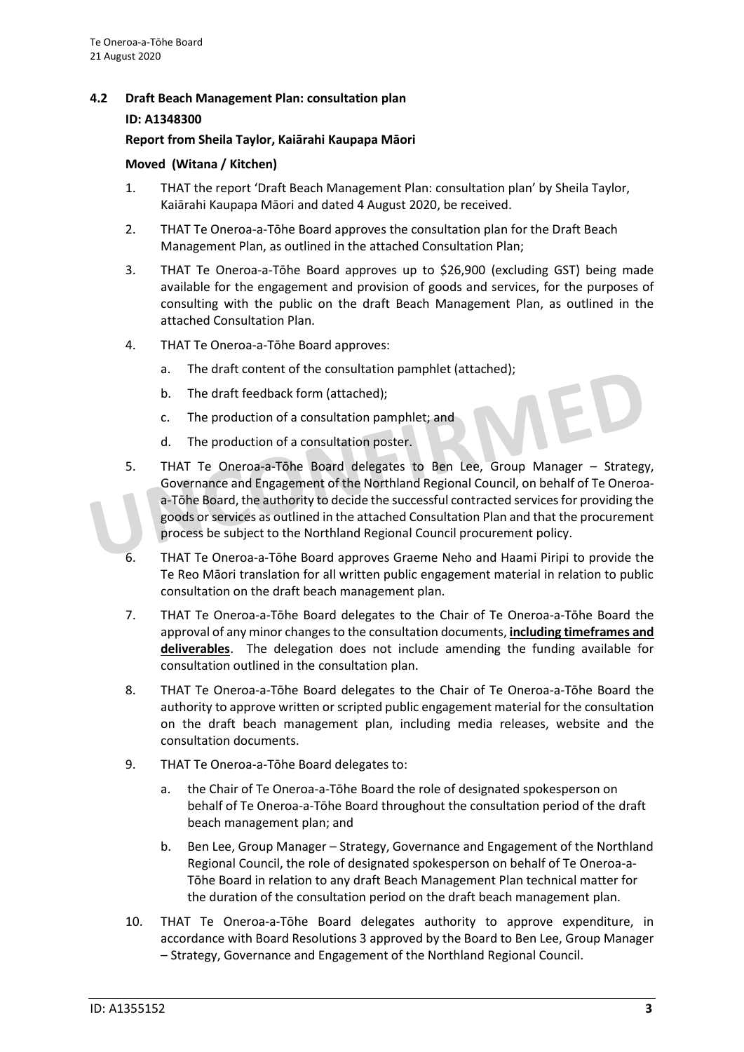## 4.2 Draft Beach Management Plan: consultation plan

**ID: A1348300**

**Report from Sheila Taylor, Kaiārahi Kaupapa Māori**

**Moved (Witana / Kitchen)**

1. THAT the report 'Draft Beach Management Plan: consultation plan' by Sheila Taylor, Kaiārahi Kaupapa Māori and dated 4 August 2020, be received.
2. THAT Te Oneroa-a-Tōhe Board approves the consultation plan for the Draft Beach Management Plan, as outlined in the attached Consultation Plan;
3. THAT Te Oneroa-a-Tōhe Board approves up to $26,900 (excluding GST) being made available for the engagement and provision of goods and services, for the purposes of consulting with the public on the draft Beach Management Plan, as outlined in the attached Consultation Plan.
4. THAT Te Oneroa-a-Tōhe Board approves:
   a. The draft content of the consultation pamphlet (attached);
   b. The draft feedback form (attached);
   c. The production of a consultation pamphlet; and
   d. The production of a consultation poster.
5. THAT Te Oneroa-a-Tōhe Board delegates to Ben Lee, Group Manager – Strategy, Governance and Engagement of the Northland Regional Council, on behalf of Te Oneroa-a-Tōhe Board, the authority to decide the successful contracted services for providing the goods or services as outlined in the attached Consultation Plan and that the procurement process be subject to the Northland Regional Council procurement policy.
6. THAT Te Oneroa-a-Tōhe Board approves Graeme Neho and Haami Piripi to provide the Te Reo Māori translation for all written public engagement material in relation to public consultation on the draft beach management plan.
7. THAT Te Oneroa-a-Tōhe Board delegates to the Chair of Te Oneroa-a-Tōhe Board the approval of any minor changes to the consultation documents, **<u>including timeframes and deliverables</u>**. The delegation does not include amending the funding available for consultation outlined in the consultation plan.
8. THAT Te Oneroa-a-Tōhe Board delegates to the Chair of Te Oneroa-a-Tōhe Board the authority to approve written or scripted public engagement material for the consultation on the draft beach management plan, including media releases, website and the consultation documents.
9. THAT Te Oneroa-a-Tōhe Board delegates to:
   a. the Chair of Te Oneroa-a-Tōhe Board the role of designated spokesperson on behalf of Te Oneroa-a-Tōhe Board throughout the consultation period of the draft beach management plan; and
   b. Ben Lee, Group Manager – Strategy, Governance and Engagement of the Northland Regional Council, the role of designated spokesperson on behalf of Te Oneroa-a-Tōhe Board in relation to any draft Beach Management Plan technical matter for the duration of the consultation period on the draft beach management plan.
10. THAT Te Oneroa-a-Tōhe Board delegates authority to approve expenditure, in accordance with Board Resolutions 3 approved by the Board to Ben Lee, Group Manager – Strategy, Governance and Engagement of the Northland Regional Council.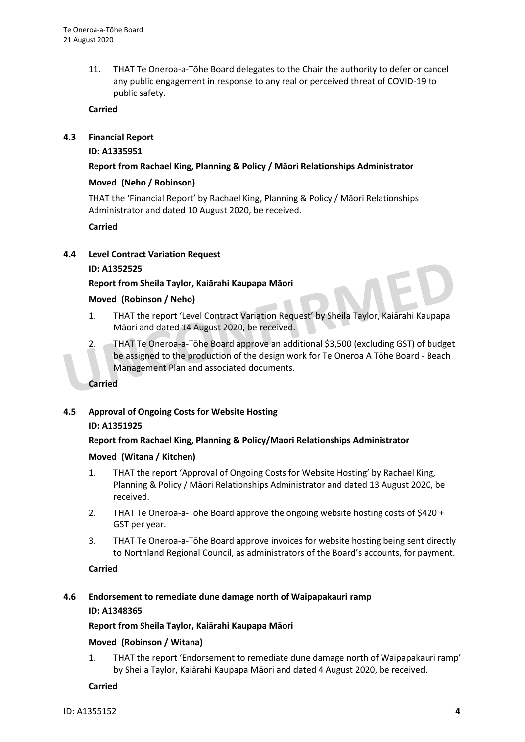11. THAT Te Oneroa-a-Tōhe Board delegates to the Chair the authority to defer or cancel any public engagement in response to any real or perceived threat of COVID-19 to public safety.

**Carried**

### 4.3 Financial Report

**ID: A1335951**

**Report from Rachael King, Planning & Policy / Māori Relationships Administrator**

**Moved (Neho / Robinson)**

THAT the 'Financial Report' by Rachael King, Planning & Policy / Māori Relationships Administrator and dated 10 August 2020, be received.

**Carried**

### 4.4 Level Contract Variation Request

**ID: A1352525**

**Report from Sheila Taylor, Kaiārahi Kaupapa Māori**

**Moved (Robinson / Neho)**

1. THAT the report 'Level Contract Variation Request' by Sheila Taylor, Kaiārahi Kaupapa Māori and dated 14 August 2020, be received.
2. THAT Te Oneroa-a-Tōhe Board approve an additional $3,500 (excluding GST) of budget be assigned to the production of the design work for Te Oneroa A Tōhe Board - Beach Management Plan and associated documents.

**Carried**

### 4.5 Approval of Ongoing Costs for Website Hosting

**ID: A1351925**

**Report from Rachael King, Planning & Policy/Maori Relationships Administrator**

**Moved (Witana / Kitchen)**

1. THAT the report 'Approval of Ongoing Costs for Website Hosting' by Rachael King, Planning & Policy / Māori Relationships Administrator and dated 13 August 2020, be received.
2. THAT Te Oneroa-a-Tōhe Board approve the ongoing website hosting costs of $420 + GST per year.
3. THAT Te Oneroa-a-Tōhe Board approve invoices for website hosting being sent directly to Northland Regional Council, as administrators of the Board's accounts, for payment.

**Carried**

### 4.6 Endorsement to remediate dune damage north of Waipapakauri ramp

**ID: A1348365**

**Report from Sheila Taylor, Kaiārahi Kaupapa Māori**

**Moved (Robinson / Witana)**

1. THAT the report 'Endorsement to remediate dune damage north of Waipapakauri ramp' by Sheila Taylor, Kaiārahi Kaupapa Māori and dated 4 August 2020, be received.

**Carried**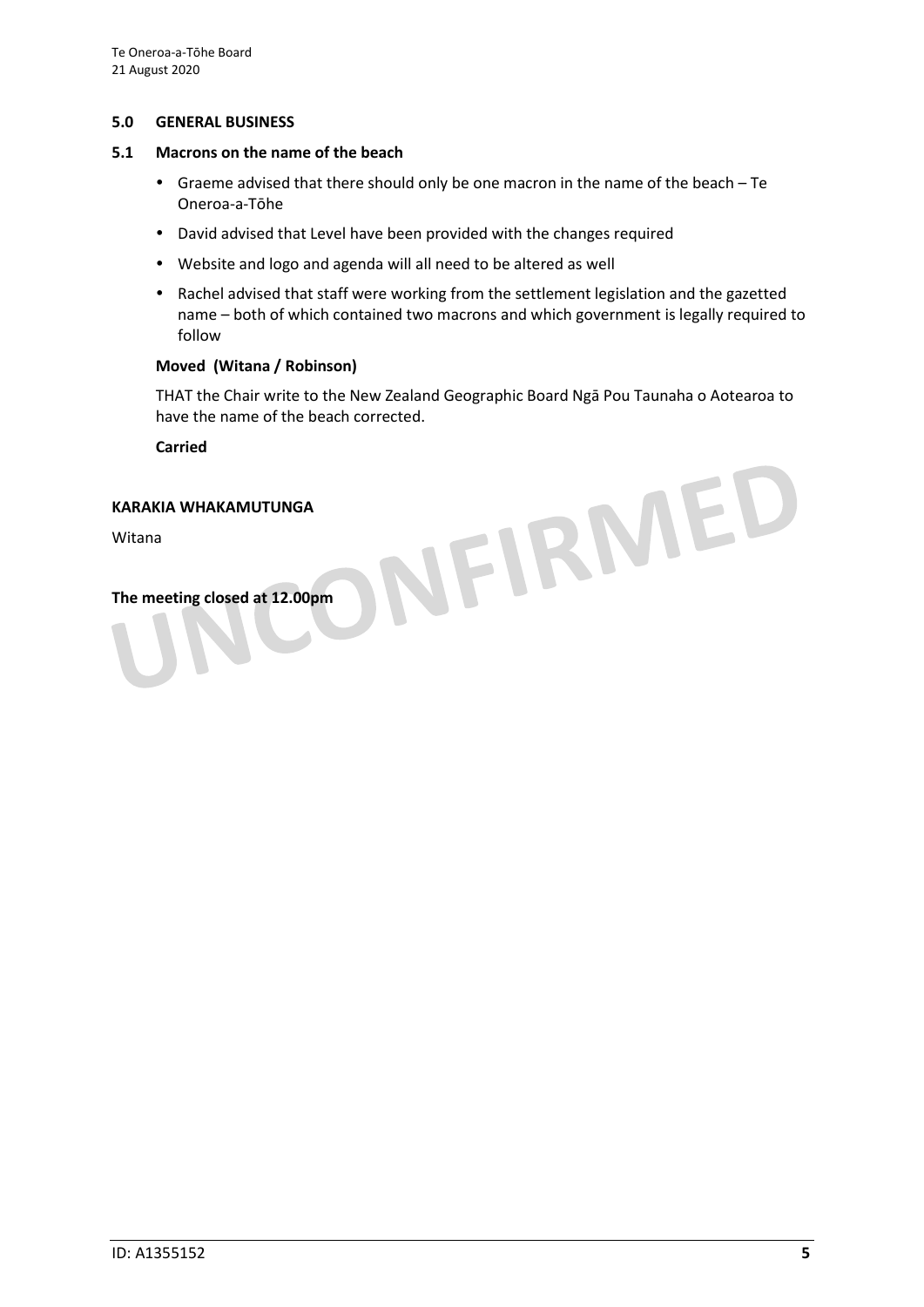## 5.0 GENERAL BUSINESS

### 5.1 Macrons on the name of the beach

- Graeme advised that there should only be one macron in the name of the beach – Te Oneroa-a-Tōhe
- David advised that Level have been provided with the changes required
- Website and logo and agenda will all need to be altered as well
- Rachel advised that staff were working from the settlement legislation and the gazetted name – both of which contained two macrons and which government is legally required to follow

**Moved (Witana / Robinson)**

THAT the Chair write to the New Zealand Geographic Board Ngā Pou Taunaha o Aotearoa to have the name of the beach corrected.

**Carried**

**KARAKIA WHAKAMUTUNGA**

Witana

**The meeting closed at 12.00pm**

UNCONFIRMED